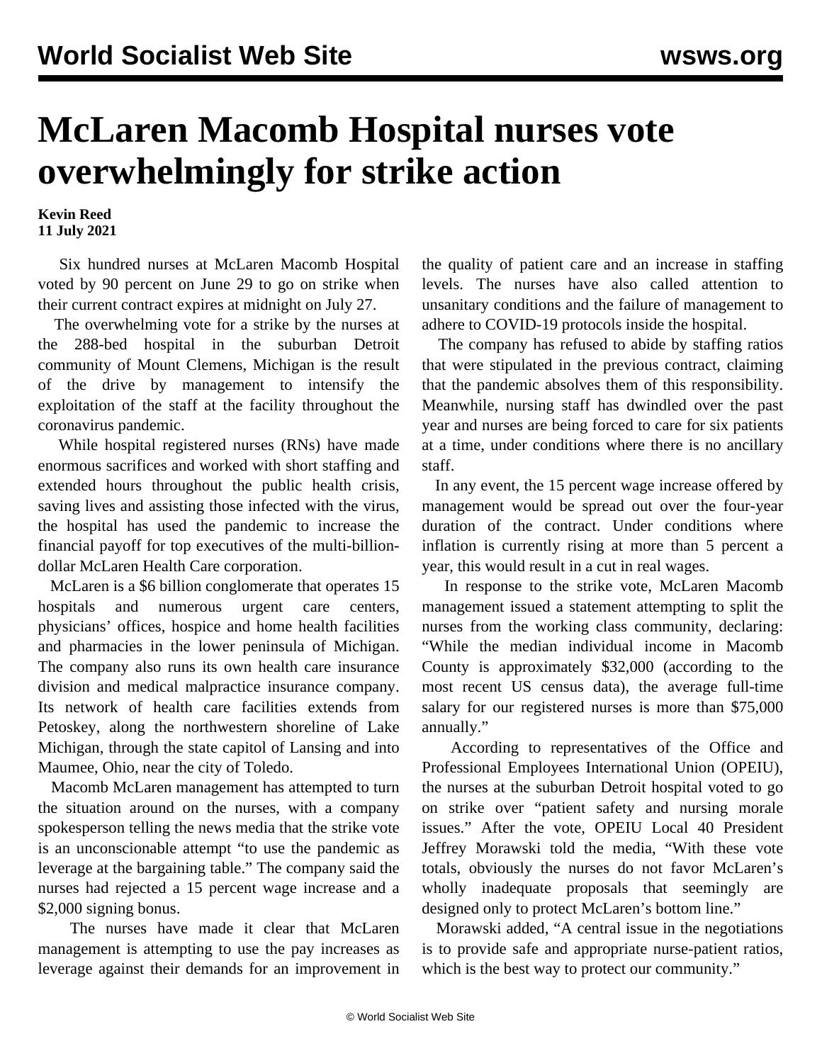# McLaren Macomb Hospital nurses vote overwhelmingly for strike action

**Kevin Reed**
**11 July 2021**

Six hundred nurses at McLaren Macomb Hospital voted by 90 percent on June 29 to go on strike when their current contract expires at midnight on July 27.

The overwhelming vote for a strike by the nurses at the 288-bed hospital in the suburban Detroit community of Mount Clemens, Michigan is the result of the drive by management to intensify the exploitation of the staff at the facility throughout the coronavirus pandemic.

While hospital registered nurses (RNs) have made enormous sacrifices and worked with short staffing and extended hours throughout the public health crisis, saving lives and assisting those infected with the virus, the hospital has used the pandemic to increase the financial payoff for top executives of the multi-billion-dollar McLaren Health Care corporation.

McLaren is a $6 billion conglomerate that operates 15 hospitals and numerous urgent care centers, physicians' offices, hospice and home health facilities and pharmacies in the lower peninsula of Michigan. The company also runs its own health care insurance division and medical malpractice insurance company. Its network of health care facilities extends from Petoskey, along the northwestern shoreline of Lake Michigan, through the state capitol of Lansing and into Maumee, Ohio, near the city of Toledo.

Macomb McLaren management has attempted to turn the situation around on the nurses, with a company spokesperson telling the news media that the strike vote is an unconscionable attempt "to use the pandemic as leverage at the bargaining table." The company said the nurses had rejected a 15 percent wage increase and a $2,000 signing bonus.

The nurses have made it clear that McLaren management is attempting to use the pay increases as leverage against their demands for an improvement in the quality of patient care and an increase in staffing levels. The nurses have also called attention to unsanitary conditions and the failure of management to adhere to COVID-19 protocols inside the hospital.

The company has refused to abide by staffing ratios that were stipulated in the previous contract, claiming that the pandemic absolves them of this responsibility. Meanwhile, nursing staff has dwindled over the past year and nurses are being forced to care for six patients at a time, under conditions where there is no ancillary staff.

In any event, the 15 percent wage increase offered by management would be spread out over the four-year duration of the contract. Under conditions where inflation is currently rising at more than 5 percent a year, this would result in a cut in real wages.

In response to the strike vote, McLaren Macomb management issued a statement attempting to split the nurses from the working class community, declaring: "While the median individual income in Macomb County is approximately $32,000 (according to the most recent US census data), the average full-time salary for our registered nurses is more than $75,000 annually."

According to representatives of the Office and Professional Employees International Union (OPEIU), the nurses at the suburban Detroit hospital voted to go on strike over "patient safety and nursing morale issues." After the vote, OPEIU Local 40 President Jeffrey Morawski told the media, "With these vote totals, obviously the nurses do not favor McLaren's wholly inadequate proposals that seemingly are designed only to protect McLaren's bottom line."

Morawski added, "A central issue in the negotiations is to provide safe and appropriate nurse-patient ratios, which is the best way to protect our community."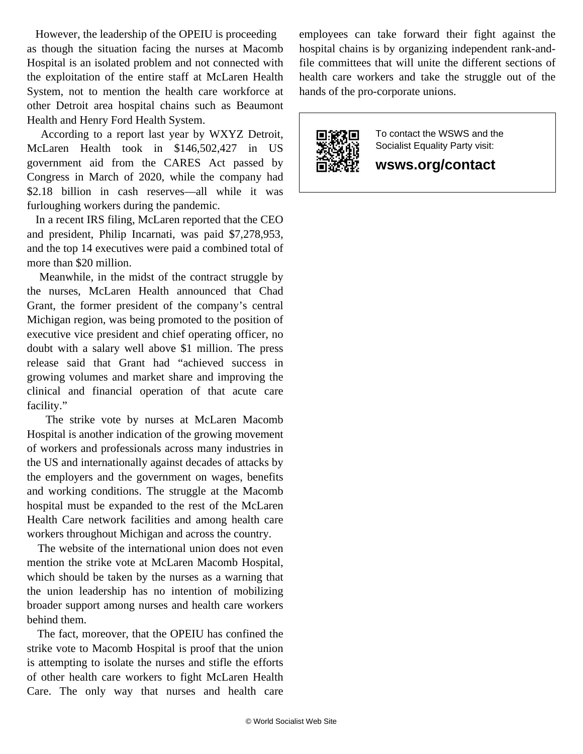However, the leadership of the OPEIU is proceeding as though the situation facing the nurses at Macomb Hospital is an isolated problem and not connected with the exploitation of the entire staff at McLaren Health System, not to mention the health care workforce at other Detroit area hospital chains such as Beaumont Health and Henry Ford Health System.

According to a report last year by WXYZ Detroit, McLaren Health took in $146,502,427 in US government aid from the CARES Act passed by Congress in March of 2020, while the company had $2.18 billion in cash reserves—all while it was furloughing workers during the pandemic.

In a recent IRS filing, McLaren reported that the CEO and president, Philip Incarnati, was paid $7,278,953, and the top 14 executives were paid a combined total of more than $20 million.

Meanwhile, in the midst of the contract struggle by the nurses, McLaren Health announced that Chad Grant, the former president of the company's central Michigan region, was being promoted to the position of executive vice president and chief operating officer, no doubt with a salary well above $1 million. The press release said that Grant had "achieved success in growing volumes and market share and improving the clinical and financial operation of that acute care facility."

The strike vote by nurses at McLaren Macomb Hospital is another indication of the growing movement of workers and professionals across many industries in the US and internationally against decades of attacks by the employers and the government on wages, benefits and working conditions. The struggle at the Macomb hospital must be expanded to the rest of the McLaren Health Care network facilities and among health care workers throughout Michigan and across the country.

The website of the international union does not even mention the strike vote at McLaren Macomb Hospital, which should be taken by the nurses as a warning that the union leadership has no intention of mobilizing broader support among nurses and health care workers behind them.

The fact, moreover, that the OPEIU has confined the strike vote to Macomb Hospital is proof that the union is attempting to isolate the nurses and stifle the efforts of other health care workers to fight McLaren Health Care. The only way that nurses and health care employees can take forward their fight against the hospital chains is by organizing independent rank-and-file committees that will unite the different sections of health care workers and take the struggle out of the hands of the pro-corporate unions.

To contact the WSWS and the Socialist Equality Party visit:

**wsws.org/contact**